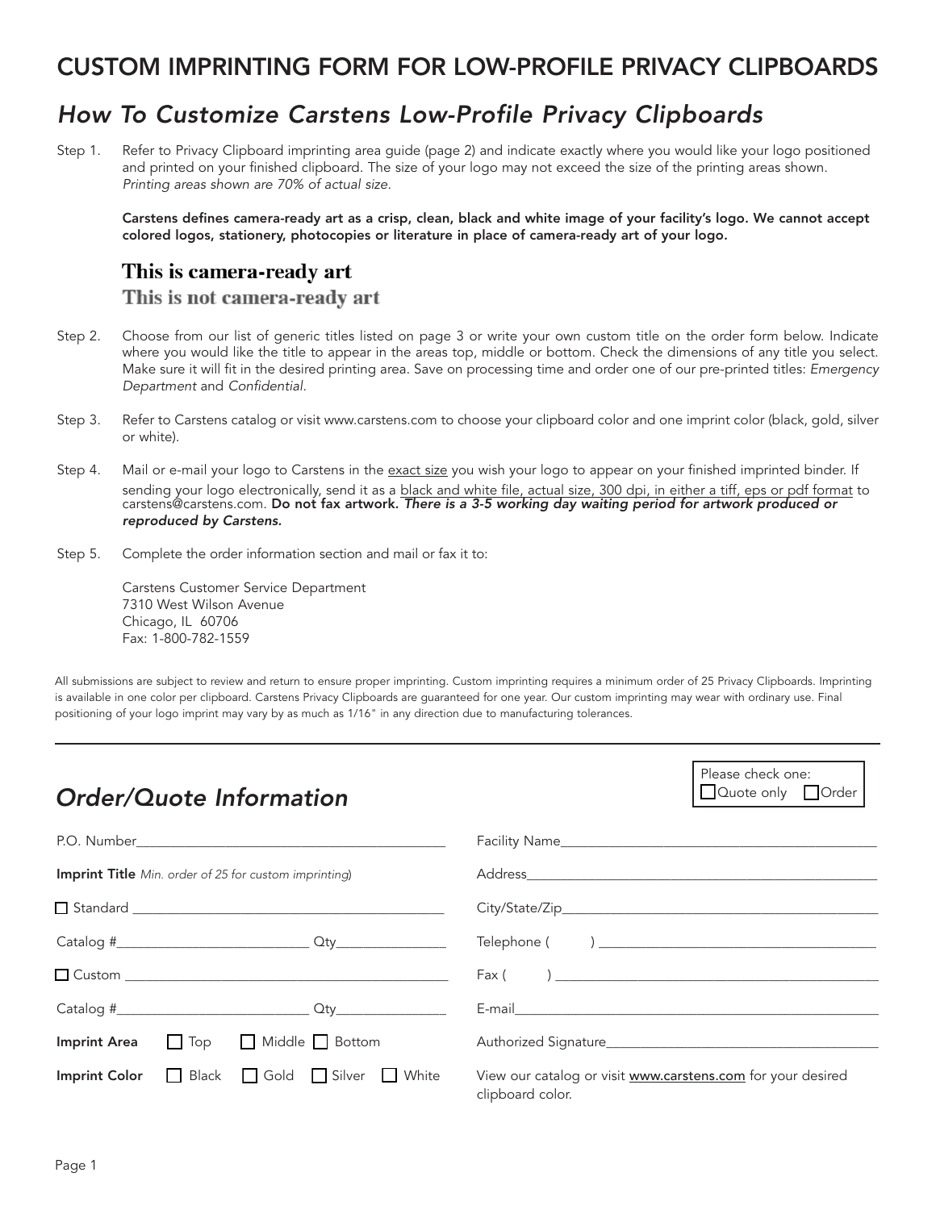# CUSTOM IMPRINTING FORM FOR LOW-PROFILE PRIVACY CLIPBOARDS

## *How To Customize Carstens Low-Profile Privacy Clipboards*

Step 1. Refer to Privacy Clipboard imprinting area guide (page 2) and indicate exactly where you would like your logo positioned and printed on your finished clipboard. The size of your logo may not exceed the size of the printing areas shown. *Printing areas shown are 70% of actual size.*

**Carstens defines camera-ready art as a crisp, clean, black and white image of your facility's logo. We cannot accept colored logos, stationery, photocopies or literature in place of camera-ready art of your logo.**

**This is camera-ready art**

**This is not camera-ready art**

Step 2. Choose from our list of generic titles listed on page 3 or write your own custom title on the order form below. Indicate where you would like the title to appear in the areas top, middle or bottom. Check the dimensions of any title you select. Make sure it will fit in the desired printing area. Save on processing time and order one of our pre-printed titles: *Emergency Department* and *Confidential*.

Step 3. Refer to Carstens catalog or visit www.carstens.com to choose your clipboard color and one imprint color (black, gold, silver or white).

Step 4. Mail or e-mail your logo to Carstens in the exact size you wish your logo to appear on your finished imprinted binder. If sending your logo electronically, send it as a black and white file, actual size, 300 dpi, in either a tiff, eps or pdf format to carstens@carstens.com. **Do not fax artwork.** ***There is a 3-5 working day waiting period for artwork produced or reproduced by Carstens.***

Step 5. Complete the order information section and mail or fax it to:

Carstens Customer Service Department
7310 West Wilson Avenue
Chicago, IL 60706
Fax: 1-800-782-1559

All submissions are subject to review and return to ensure proper imprinting. Custom imprinting requires a minimum order of 25 Privacy Clipboards. Imprinting is available in one color per clipboard. Carstens Privacy Clipboards are guaranteed for one year. Our custom imprinting may wear with ordinary use. Final positioning of your logo imprint may vary by as much as 1/16" in any direction due to manufacturing tolerances.

---

## *Order/Quote Information*

Please check one: ☐ Quote only ☐ Order

P.O. Number\_\_\_\_\_\_\_\_\_\_\_\_\_\_\_\_\_\_\_\_\_\_\_\_\_\_\_\_\_\_

**Imprint Title** *Min. order of 25 for custom imprinting)*

☐ Standard \_\_\_\_\_\_\_\_\_\_\_\_\_\_\_\_\_\_\_\_\_\_\_\_\_\_\_\_\_\_

Catalog #\_\_\_\_\_\_\_\_\_\_\_\_\_\_\_\_\_\_ Qty\_\_\_\_\_\_\_\_\_\_

☐ Custom \_\_\_\_\_\_\_\_\_\_\_\_\_\_\_\_\_\_\_\_\_\_\_\_\_\_\_\_\_\_

Catalog #\_\_\_\_\_\_\_\_\_\_\_\_\_\_\_\_\_\_ Qty\_\_\_\_\_\_\_\_\_\_

**Imprint Area** ☐ Top ☐ Middle ☐ Bottom

**Imprint Color** ☐ Black ☐ Gold ☐ Silver ☐ White

Facility Name\_\_\_\_\_\_\_\_\_\_\_\_\_\_\_\_\_\_\_\_\_\_\_\_\_\_\_\_\_\_

Address\_\_\_\_\_\_\_\_\_\_\_\_\_\_\_\_\_\_\_\_\_\_\_\_\_\_\_\_\_\_

City/State/Zip\_\_\_\_\_\_\_\_\_\_\_\_\_\_\_\_\_\_\_\_\_\_\_\_\_\_\_\_\_\_

Telephone ( ) \_\_\_\_\_\_\_\_\_\_\_\_\_\_\_\_\_\_\_\_\_\_\_\_\_\_\_\_\_\_

Fax ( ) \_\_\_\_\_\_\_\_\_\_\_\_\_\_\_\_\_\_\_\_\_\_\_\_\_\_\_\_\_\_

E-mail\_\_\_\_\_\_\_\_\_\_\_\_\_\_\_\_\_\_\_\_\_\_\_\_\_\_\_\_\_\_

Authorized Signature\_\_\_\_\_\_\_\_\_\_\_\_\_\_\_\_\_\_\_\_\_\_\_\_\_\_\_\_\_\_

View our catalog or visit www.carstens.com for your desired clipboard color.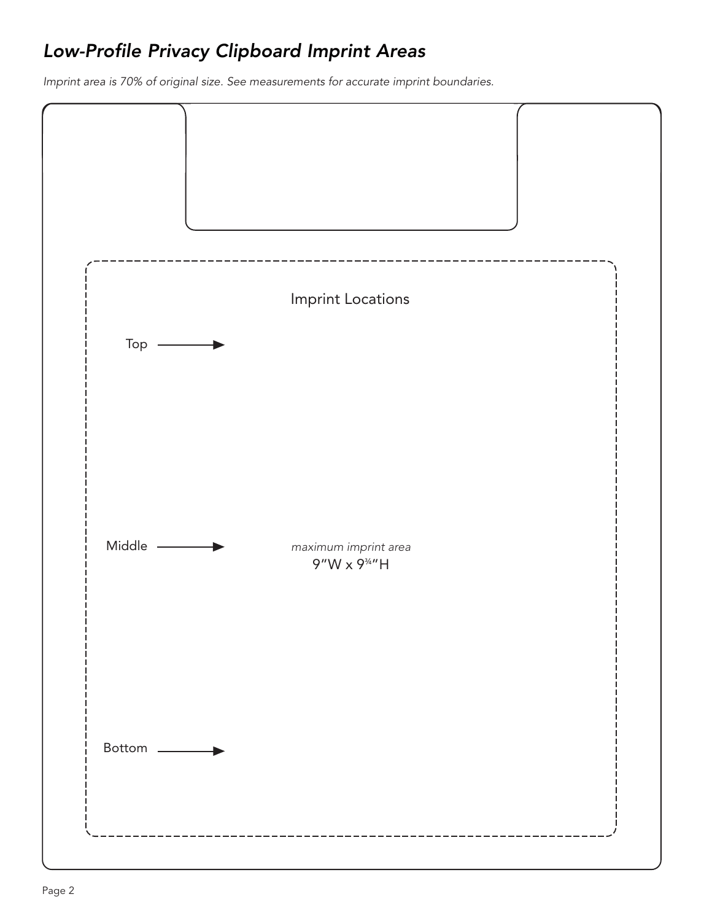# *Low-Profile Privacy Clipboard Imprint Areas*

*Imprint area is 70% of original size. See measurements for accurate imprint boundaries.*

Imprint Locations

Top →

Middle →

*maximum imprint area*
9"W x 9¾"H

Bottom →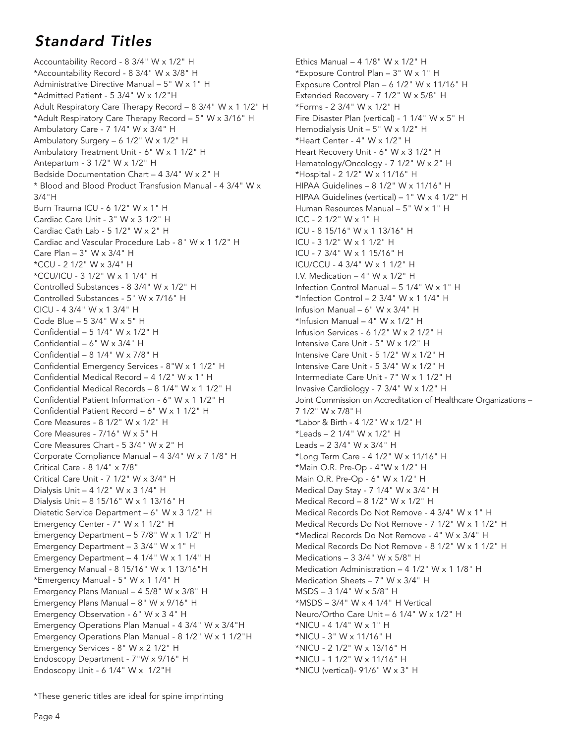# *Standard Titles*

Accountability Record - 8 3/4" W x 1/2" H
*Accountability Record - 8 3/4" W x 3/8" H
Administrative Directive Manual – 5" W x 1" H
*Admitted Patient - 5 3/4" W x 1/2"H
Adult Respiratory Care Therapy Record – 8 3/4" W x 1 1/2" H
*Adult Respiratory Care Therapy Record – 5" W x 3/16" H
Ambulatory Care - 7 1/4" W x 3/4" H
Ambulatory Surgery – 6 1/2" W x 1/2" H
Ambulatory Treatment Unit - 6" W x 1 1/2" H
Antepartum - 3 1/2" W x 1/2" H
Bedside Documentation Chart – 4 3/4" W x 2" H
* Blood and Blood Product Transfusion Manual - 4 3/4" W x 3/4"H
Burn Trauma ICU - 6 1/2" W x 1" H
Cardiac Care Unit - 3" W x 3 1/2" H
Cardiac Cath Lab - 5 1/2" W x 2" H
Cardiac and Vascular Procedure Lab - 8" W x 1 1/2" H
Care Plan – 3" W x 3/4" H
*CCU - 2 1/2" W x 3/4" H
*CCU/ICU - 3 1/2" W x 1 1/4" H
Controlled Substances - 8 3/4" W x 1/2" H
Controlled Substances - 5" W x 7/16" H
CICU - 4 3/4" W x 1 3/4" H
Code Blue – 5 3/4" W x 5" H
Confidential – 5 1/4" W x 1/2" H
Confidential – 6" W x 3/4" H
Confidential – 8 1/4" W x 7/8" H
Confidential Emergency Services - 8"W x 1 1/2" H
Confidential Medical Record – 4 1/2" W x 1" H
Confidential Medical Records – 8 1/4" W x 1 1/2" H
Confidential Patient Information - 6" W x 1 1/2" H
Confidential Patient Record – 6" W x 1 1/2" H
Core Measures - 8 1/2" W x 1/2" H
Core Measures - 7/16" W x 5" H
Core Measures Chart - 5 3/4" W x 2" H
Corporate Compliance Manual – 4 3/4" W x 7 1/8" H
Critical Care - 8 1/4" x 7/8"
Critical Care Unit - 7 1/2" W x 3/4" H
Dialysis Unit – 4 1/2" W x 3 1/4" H
Dialysis Unit – 8 15/16" W x 1 13/16" H
Dietetic Service Department – 6" W x 3 1/2" H
Emergency Center - 7" W x 1 1/2" H
Emergency Department – 5 7/8" W x 1 1/2" H
Emergency Department – 3 3/4" W x 1" H
Emergency Department – 4 1/4" W x 1 1/4" H
Emergency Manual - 8 15/16" W x 1 13/16"H
*Emergency Manual - 5" W x 1 1/4" H
Emergency Plans Manual – 4 5/8" W x 3/8" H
Emergency Plans Manual – 8" W x 9/16" H
Emergency Observation - 6" W x 3 4" H
Emergency Operations Plan Manual - 4 3/4" W x 3/4"H
Emergency Operations Plan Manual - 8 1/2" W x 1 1/2"H
Emergency Services - 8" W x 2 1/2" H
Endoscopy Department - 7"W x 9/16" H
Endoscopy Unit - 6 1/4" W x 1/2"H
Ethics Manual – 4 1/8" W x 1/2" H
*Exposure Control Plan – 3" W x 1" H
Exposure Control Plan – 6 1/2" W x 11/16" H
Extended Recovery - 7 1/2" W x 5/8" H
*Forms - 2 3/4" W x 1/2" H
Fire Disaster Plan (vertical) - 1 1/4" W x 5" H
Hemodialysis Unit – 5" W x 1/2" H
*Heart Center - 4" W x 1/2" H
Heart Recovery Unit - 6" W x 3 1/2" H
Hematology/Oncology - 7 1/2" W x 2" H
*Hospital - 2 1/2" W x 11/16" H
HIPAA Guidelines – 8 1/2" W x 11/16" H
HIPAA Guidelines (vertical) – 1" W x 4 1/2" H
Human Resources Manual – 5" W x 1" H
ICC - 2 1/2" W x 1" H
ICU - 8 15/16" W x 1 13/16" H
ICU - 3 1/2" W x 1 1/2" H
ICU - 7 3/4" W x 1 15/16" H
ICU/CCU - 4 3/4" W x 1 1/2" H
I.V. Medication – 4" W x 1/2" H
Infection Control Manual – 5 1/4" W x 1" H
*Infection Control – 2 3/4" W x 1 1/4" H
Infusion Manual – 6" W x 3/4" H
*Infusion Manual – 4" W x 1/2" H
Infusion Services - 6 1/2" W x 2 1/2" H
Intensive Care Unit - 5" W x 1/2" H
Intensive Care Unit - 5 1/2" W x 1/2" H
Intensive Care Unit - 5 3/4" W x 1/2" H
Intermediate Care Unit - 7" W x 1 1/2" H
Invasive Cardiology - 7 3/4" W x 1/2" H
Joint Commission on Accreditation of Healthcare Organizations – 7 1/2" W x 7/8" H
*Labor & Birth - 4 1/2" W x 1/2" H
*Leads – 2 1/4" W x 1/2" H
Leads – 2 3/4" W x 3/4" H
*Long Term Care - 4 1/2" W x 11/16" H
*Main O.R. Pre-Op - 4"W x 1/2" H
Main O.R. Pre-Op - 6" W x 1/2" H
Medical Day Stay - 7 1/4" W x 3/4" H
Medical Record – 8 1/2" W x 1/2" H
Medical Records Do Not Remove - 4 3/4" W x 1" H
Medical Records Do Not Remove - 7 1/2" W x 1 1/2" H
*Medical Records Do Not Remove - 4" W x 3/4" H
Medical Records Do Not Remove - 8 1/2" W x 1 1/2" H
Medications – 3 3/4" W x 5/8" H
Medication Administration – 4 1/2" W x 1 1/8" H
Medication Sheets – 7" W x 3/4" H
MSDS – 3 1/4" W x 5/8" H
*MSDS – 3/4" W x 4 1/4" H Vertical
Neuro/Ortho Care Unit – 6 1/4" W x 1/2" H
*NICU - 4 1/4" W x 1" H
*NICU - 3" W x 11/16" H
*NICU - 2 1/2" W x 13/16" H
*NICU - 1 1/2" W x 11/16" H
*NICU (vertical)- 91/6" W x 3" H

*These generic titles are ideal for spine imprinting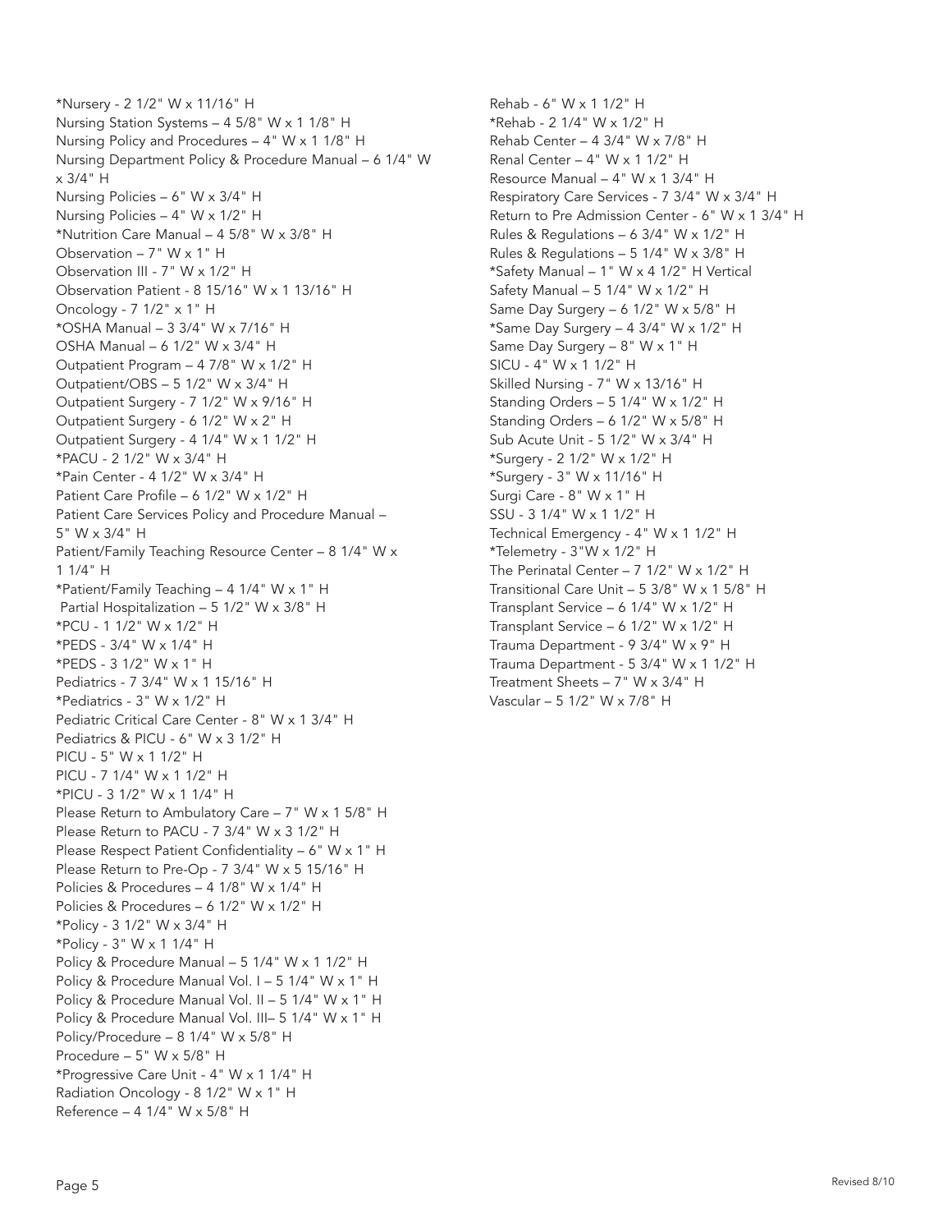*Nursery - 2 1/2" W x 11/16" H
Nursing Station Systems – 4 5/8" W x 1 1/8" H
Nursing Policy and Procedures – 4" W x 1 1/8" H
Nursing Department Policy & Procedure Manual – 6 1/4" W x 3/4" H
Nursing Policies – 6" W x 3/4" H
Nursing Policies – 4" W x 1/2" H
*Nutrition Care Manual – 4 5/8" W x 3/8" H
Observation – 7" W x 1" H
Observation III - 7" W x 1/2" H
Observation Patient - 8 15/16" W x 1 13/16" H
Oncology - 7 1/2" x 1" H
*OSHA Manual – 3 3/4" W x 7/16" H
OSHA Manual – 6 1/2" W x 3/4" H
Outpatient Program – 4 7/8" W x 1/2" H
Outpatient/OBS – 5 1/2" W x 3/4" H
Outpatient Surgery - 7 1/2" W x 9/16" H
Outpatient Surgery - 6 1/2" W x 2" H
Outpatient Surgery - 4 1/4" W x 1 1/2" H
*PACU - 2 1/2" W x 3/4" H
*Pain Center - 4 1/2" W x 3/4" H
Patient Care Profile – 6 1/2" W x 1/2" H
Patient Care Services Policy and Procedure Manual – 5" W x 3/4" H
Patient/Family Teaching Resource Center – 8 1/4" W x 1 1/4" H
*Patient/Family Teaching – 4 1/4" W x 1" H
Partial Hospitalization – 5 1/2" W x 3/8" H
*PCU - 1 1/2" W x 1/2" H
*PEDS - 3/4" W x 1/4" H
*PEDS - 3 1/2" W x 1" H
Pediatrics - 7 3/4" W x 1 15/16" H
*Pediatrics - 3" W x 1/2" H
Pediatric Critical Care Center - 8" W x 1 3/4" H
Pediatrics & PICU - 6" W x 3 1/2" H
PICU - 5" W x 1 1/2" H
PICU - 7 1/4" W x 1 1/2" H
*PICU - 3 1/2" W x 1 1/4" H
Please Return to Ambulatory Care – 7" W x 1 5/8" H
Please Return to PACU - 7 3/4" W x 3 1/2" H
Please Respect Patient Confidentiality – 6" W x 1" H
Please Return to Pre-Op - 7 3/4" W x 5 15/16" H
Policies & Procedures – 4 1/8" W x 1/4" H
Policies & Procedures – 6 1/2" W x 1/2" H
*Policy - 3 1/2" W x 3/4" H
*Policy - 3" W x 1 1/4" H
Policy & Procedure Manual – 5 1/4" W x 1 1/2" H
Policy & Procedure Manual Vol. I – 5 1/4" W x 1" H
Policy & Procedure Manual Vol. II – 5 1/4" W x 1" H
Policy & Procedure Manual Vol. III– 5 1/4" W x 1" H
Policy/Procedure – 8 1/4" W x 5/8" H
Procedure – 5" W x 5/8" H
*Progressive Care Unit - 4" W x 1 1/4" H
Radiation Oncology - 8 1/2" W x 1" H
Reference – 4 1/4" W x 5/8" H
Rehab - 6" W x 1 1/2" H
*Rehab - 2 1/4" W x 1/2" H
Rehab Center – 4 3/4" W x 7/8" H
Renal Center – 4" W x 1 1/2" H
Resource Manual – 4" W x 1 3/4" H
Respiratory Care Services - 7 3/4" W x 3/4" H
Return to Pre Admission Center - 6" W x 1 3/4" H
Rules & Regulations – 6 3/4" W x 1/2" H
Rules & Regulations – 5 1/4" W x 3/8" H
*Safety Manual – 1" W x 4 1/2" H Vertical
Safety Manual – 5 1/4" W x 1/2" H
Same Day Surgery – 6 1/2" W x 5/8" H
*Same Day Surgery – 4 3/4" W x 1/2" H
Same Day Surgery – 8" W x 1" H
SICU - 4" W x 1 1/2" H
Skilled Nursing - 7" W x 13/16" H
Standing Orders – 5 1/4" W x 1/2" H
Standing Orders – 6 1/2" W x 5/8" H
Sub Acute Unit - 5 1/2" W x 3/4" H
*Surgery - 2 1/2" W x 1/2" H
*Surgery - 3" W x 11/16" H
Surgi Care - 8" W x 1" H
SSU - 3 1/4" W x 1 1/2" H
Technical Emergency - 4" W x 1 1/2" H
*Telemetry - 3"W x 1/2" H
The Perinatal Center – 7 1/2" W x 1/2" H
Transitional Care Unit – 5 3/8" W x 1 5/8" H
Transplant Service – 6 1/4" W x 1/2" H
Transplant Service – 6 1/2" W x 1/2" H
Trauma Department - 9 3/4" W x 9" H
Trauma Department - 5 3/4" W x 1 1/2" H
Treatment Sheets – 7" W x 3/4" H
Vascular – 5 1/2" W x 7/8" H

Revised 8/10